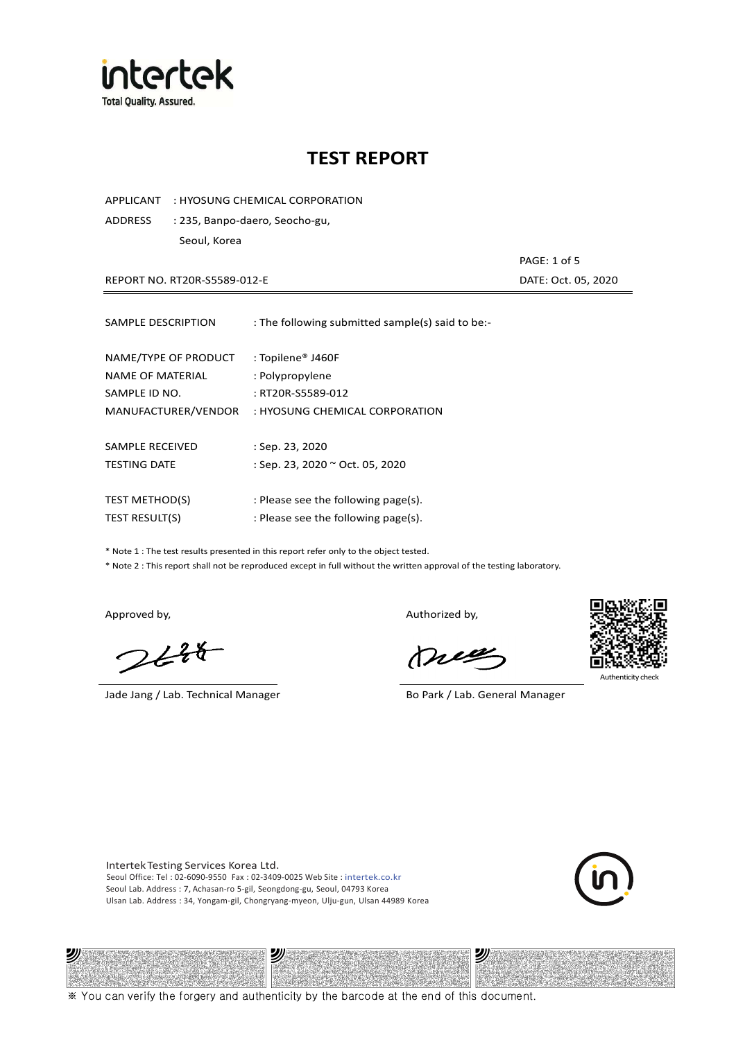# TEST REPORT

APPLICANT : HYOSUNG CHEMICAL CORPORATION

ADDRESS : 235, Banpo-daero, Seocho-gu,
Seoul, Korea

REPORT NO. RT20R-S5589-012-E

DATE: Oct. 05, 2020

| | |
|---|---|
| SAMPLE DESCRIPTION | : The following submitted sample(s) said to be:- |
| NAME/TYPE OF PRODUCT | : Topilene® J460F |
| NAME OF MATERIAL | : Polypropylene |
| SAMPLE ID NO. | : RT20R-S5589-012 |
| MANUFACTURER/VENDOR | : HYOSUNG CHEMICAL CORPORATION |
| SAMPLE RECEIVED | : Sep. 23, 2020 |
| TESTING DATE | : Sep. 23, 2020 ~ Oct. 05, 2020 |
| TEST METHOD(S) | : Please see the following page(s). |
| TEST RESULT(S) | : Please see the following page(s). |

* Note 1 : The test results presented in this report refer only to the object tested.
* Note 2 : This report shall not be reproduced except in full without the written approval of the testing laboratory.

Approved by,

Jade Jang / Lab. Technical Manager

Authorized by,

Bo Park / Lab. General Manager

Authenticity check

Intertek Testing Services Korea Ltd.
Seoul Office: Tel : 02-6090-9550 Fax : 02-3409-0025 Web Site : intertek.co.kr
Seoul Lab. Address : 7, Achasan-ro 5-gil, Seongdong-gu, Seoul, 04793 Korea
Ulsan Lab. Address : 34, Yongam-gil, Chongryang-myeon, Ulju-gun, Ulsan 44989 Korea

※ You can verify the forgery and authenticity by the barcode at the end of this document.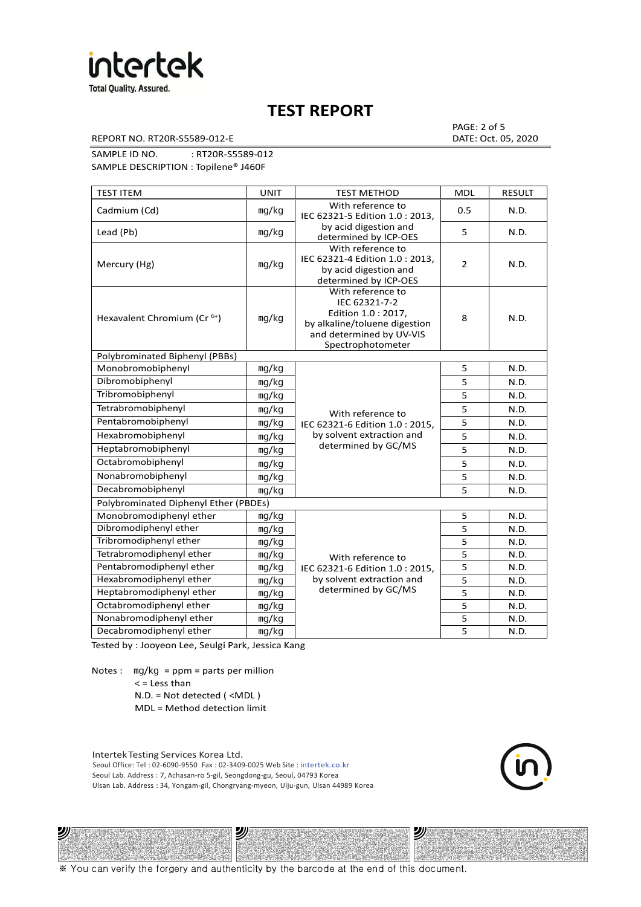# TEST REPORT

REPORT NO. RT20R-S5589-012-E

DATE: Oct. 05, 2020

SAMPLE ID NO. : RT20R-S5589-012

SAMPLE DESCRIPTION : Topilene® J460F

| TEST ITEM | UNIT | TEST METHOD | MDL | RESULT |
|---|---|---|---|---|
| Cadmium (Cd) | mg/kg | With reference to IEC 62321-5 Edition 1.0 : 2013, by acid digestion and determined by ICP-OES | 0.5 | N.D. |
| Lead (Pb) | mg/kg | | 5 | N.D. |
| Mercury (Hg) | mg/kg | With reference to IEC 62321-4 Edition 1.0 : 2013, by acid digestion and determined by ICP-OES | 2 | N.D. |
| Hexavalent Chromium ($Cr^{6+}$) | mg/kg | With reference to IEC 62321-7-2 Edition 1.0 : 2017, by alkaline/toluene digestion and determined by UV-VIS Spectrophotometer | 8 | N.D. |
| Polybrominated Biphenyl (PBBs) | | | | |
| Monobromobiphenyl | mg/kg | With reference to IEC 62321-6 Edition 1.0 : 2015, by solvent extraction and determined by GC/MS | 5 | N.D. |
| Dibromobiphenyl | mg/kg | | 5 | N.D. |
| Tribromobiphenyl | mg/kg | | 5 | N.D. |
| Tetrabromobiphenyl | mg/kg | | 5 | N.D. |
| Pentabromobiphenyl | mg/kg | | 5 | N.D. |
| Hexabromobiphenyl | mg/kg | | 5 | N.D. |
| Heptabromobiphenyl | mg/kg | | 5 | N.D. |
| Octabromobiphenyl | mg/kg | | 5 | N.D. |
| Nonabromobiphenyl | mg/kg | | 5 | N.D. |
| Decabromobiphenyl | mg/kg | | 5 | N.D. |
| Polybrominated Diphenyl Ether (PBDEs) | | | | |
| Monobromodiphenyl ether | mg/kg | With reference to IEC 62321-6 Edition 1.0 : 2015, by solvent extraction and determined by GC/MS | 5 | N.D. |
| Dibromodiphenyl ether | mg/kg | | 5 | N.D. |
| Tribromodiphenyl ether | mg/kg | | 5 | N.D. |
| Tetrabromodiphenyl ether | mg/kg | | 5 | N.D. |
| Pentabromodiphenyl ether | mg/kg | | 5 | N.D. |
| Hexabromodiphenyl ether | mg/kg | | 5 | N.D. |
| Heptabromodiphenyl ether | mg/kg | | 5 | N.D. |
| Octabromodiphenyl ether | mg/kg | | 5 | N.D. |
| Nonabromodiphenyl ether | mg/kg | | 5 | N.D. |
| Decabromodiphenyl ether | mg/kg | | 5 | N.D. |

Tested by : Jooyeon Lee, Seulgi Park, Jessica Kang

Notes : mg/kg = ppm = parts per million
< = Less than
N.D. = Not detected ( <MDL )
MDL = Method detection limit

Intertek Testing Services Korea Ltd.
Seoul Office: Tel : 02-6090-9550 Fax : 02-3409-0025 Web Site : intertek.co.kr
Seoul Lab. Address : 7, Achasan-ro 5-gil, Seongdong-gu, Seoul, 04793 Korea
Ulsan Lab. Address : 34, Yongam-gil, Chongryang-myeon, Ulju-gun, Ulsan 44989 Korea

※ You can verify the forgery and authenticity by the barcode at the end of this document.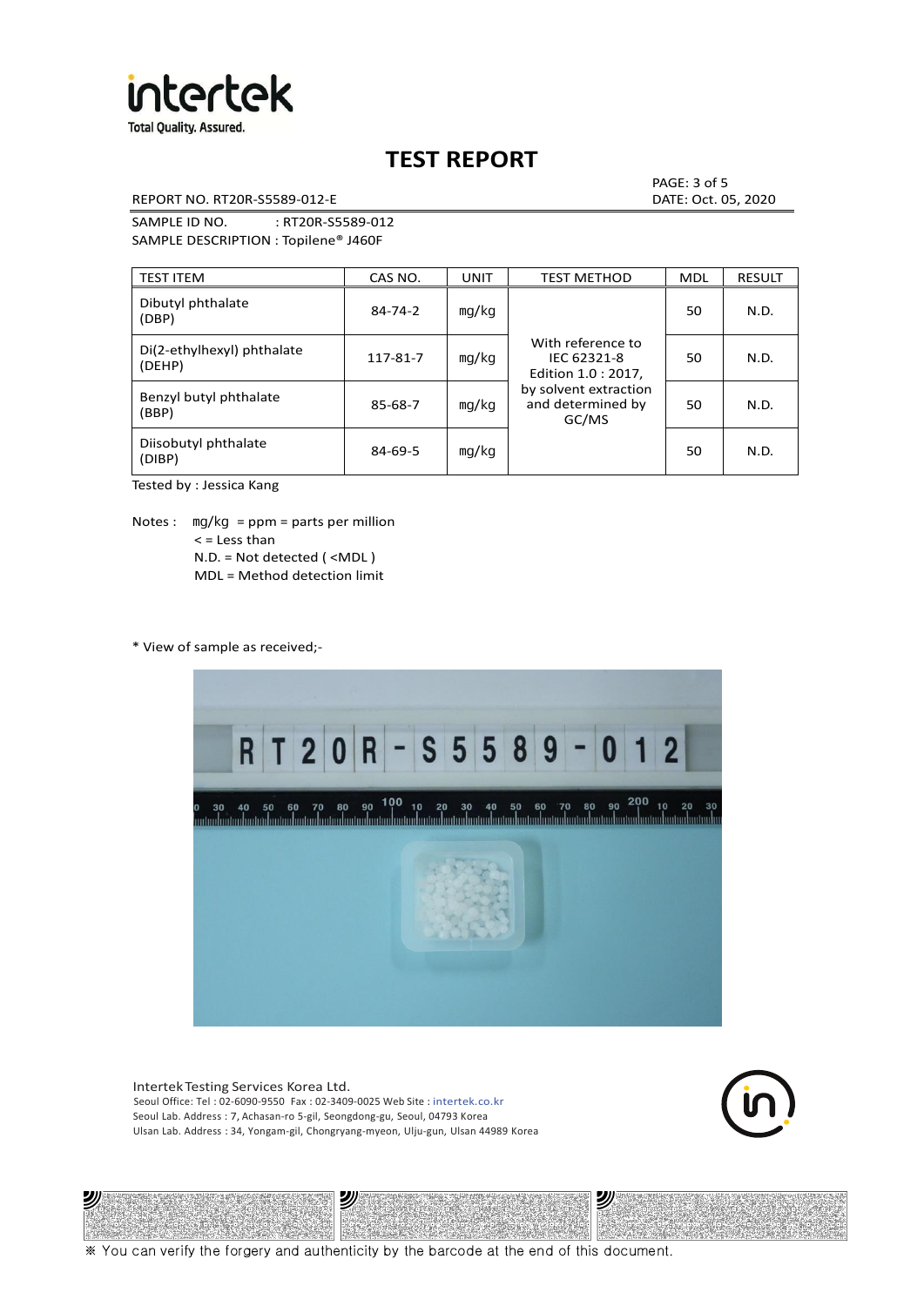# TEST REPORT

REPORT NO. RT20R-S5589-012-E

DATE: Oct. 05, 2020

SAMPLE ID NO. : RT20R-S5589-012

SAMPLE DESCRIPTION : Topilene® J460F

| TEST ITEM | CAS NO. | UNIT | TEST METHOD | MDL | RESULT |
|---|---|---|---|---|---|
| Dibutyl phthalate (DBP) | 84-74-2 | mg/kg | With reference to IEC 62321-8 Edition 1.0 : 2017, by solvent extraction and determined by GC/MS | 50 | N.D. |
| Di(2-ethylhexyl) phthalate (DEHP) | 117-81-7 | mg/kg | | 50 | N.D. |
| Benzyl butyl phthalate (BBP) | 85-68-7 | mg/kg | | 50 | N.D. |
| Diisobutyl phthalate (DIBP) | 84-69-5 | mg/kg | | 50 | N.D. |

Tested by : Jessica Kang

Notes : mg/kg = ppm = parts per million
< = Less than
N.D. = Not detected ( <MDL )
MDL = Method detection limit

* View of sample as received;-

Intertek Testing Services Korea Ltd.
Seoul Office: Tel : 02-6090-9550 Fax : 02-3409-0025 Web Site : intertek.co.kr
Seoul Lab. Address : 7, Achasan-ro 5-gil, Seongdong-gu, Seoul, 04793 Korea
Ulsan Lab. Address : 34, Yongam-gil, Chongryang-myeon, Ulju-gun, Ulsan 44989 Korea

※ You can verify the forgery and authenticity by the barcode at the end of this document.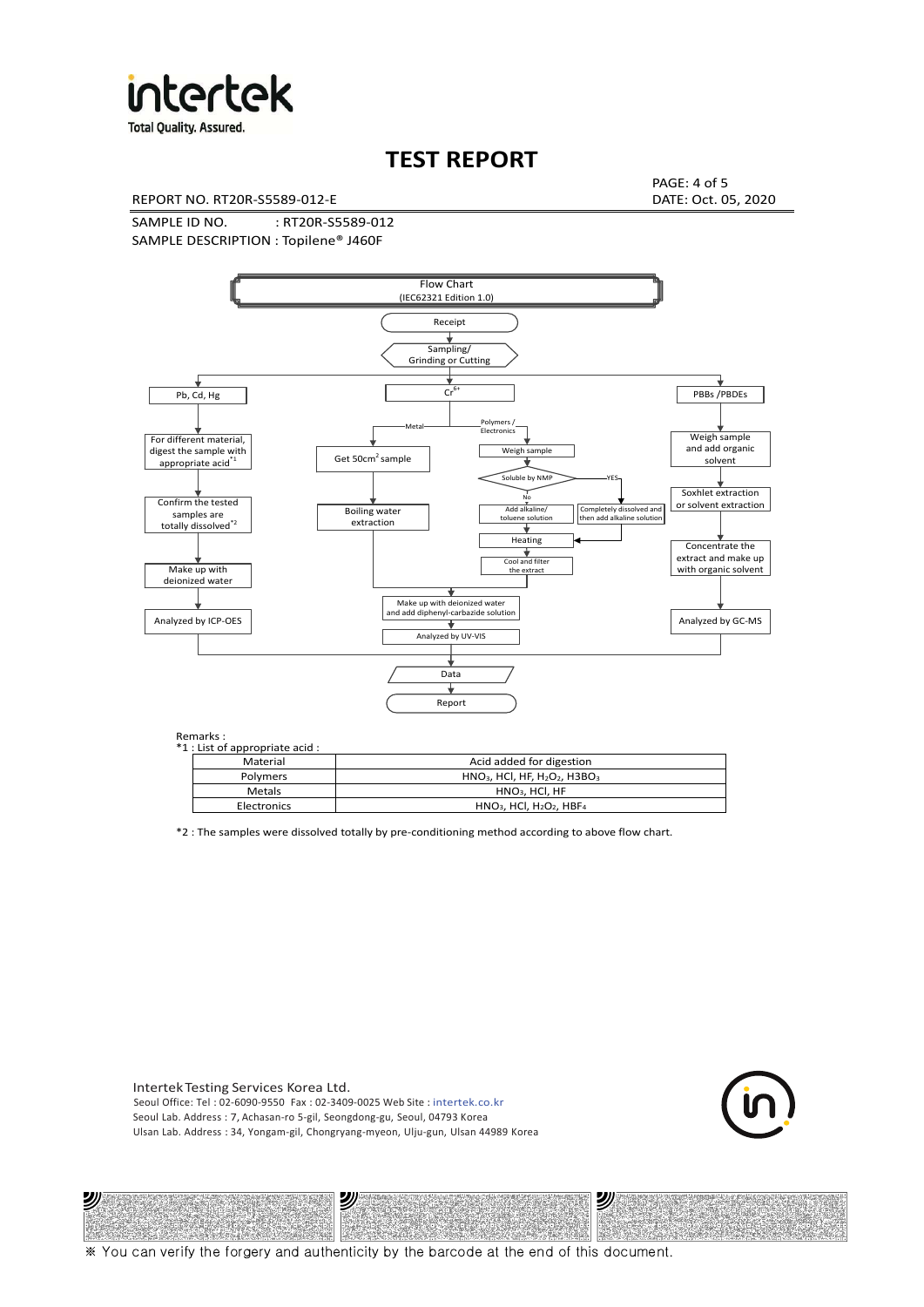# TEST REPORT

REPORT NO. RT20R-S5589-012-E

DATE: Oct. 05, 2020

SAMPLE ID NO. : RT20R-S5589-012

SAMPLE DESCRIPTION : Topilene® J460F

Flow Chart
(IEC62321 Edition 1.0)

Receipt

Sampling/
Grinding or Cutting

**Pb, Cd, Hg**
- For different material, digest the sample with appropriate acid*1
- Confirm the tested samples are totally dissolved*2
- Make up with deionized water
- Analyzed by ICP-OES

**$Cr^{6+}$**
- Metal:
  - Get 50cm² sample
  - Boiling water extraction
- Polymers / Electronics:
  - Weigh sample
  - Soluble by NMP
    - No: Add alkaline/toluene solution
    - YES: Completely dissolved and then add alkaline solution
  - Heating
  - Cool and filter the extract
- Make up with deionized water and add diphenyl-carbazide solution
- Analyzed by UV-VIS

**PBBs /PBDEs**
- Weigh sample and add organic solvent
- Soxhlet extraction or solvent extraction
- Concentrate the extract and make up with organic solvent
- Analyzed by GC-MS

Data

Report

Remarks :

*1 : List of appropriate acid :

| Material | Acid added for digestion |
|---|---|
| Polymers | $HNO_3$, HCl, HF, $H_2O_2$, $H3BO_3$ |
| Metals | $HNO_3$, HCl, HF |
| Electronics | $HNO_3$, HCl, $H_2O_2$, $HBF_4$ |

*2 : The samples were dissolved totally by pre-conditioning method according to above flow chart.

Intertek Testing Services Korea Ltd.
Seoul Office: Tel : 02-6090-9550 Fax : 02-3409-0025 Web Site : intertek.co.kr
Seoul Lab. Address : 7, Achasan-ro 5-gil, Seongdong-gu, Seoul, 04793 Korea
Ulsan Lab. Address : 34, Yongam-gil, Chongryang-myeon, Ulju-gun, Ulsan 44989 Korea

※ You can verify the forgery and authenticity by the barcode at the end of this document.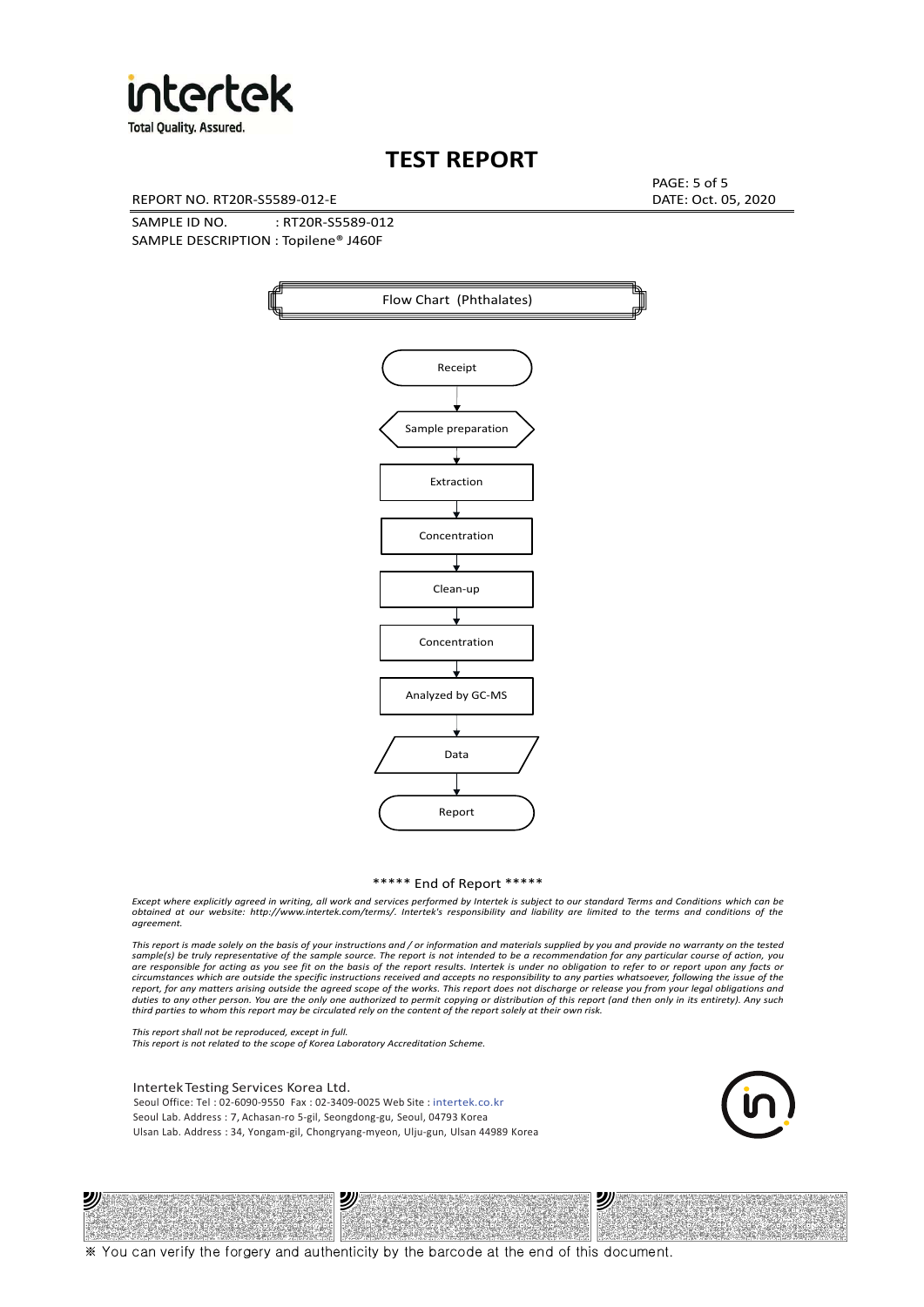# TEST REPORT

REPORT NO. RT20R-S5589-012-E

PAGE: 5 of 5

DATE: Oct. 05, 2020

SAMPLE ID NO. : RT20R-S5589-012

SAMPLE DESCRIPTION : Topilene® J460F

## Flow Chart (Phthalates)

Receipt

Sample preparation

Extraction

Concentration

Clean-up

Concentration

Analyzed by GC-MS

Data

Report

***** End of Report *****

*Except where explicitly agreed in writing, all work and services performed by Intertek is subject to our standard Terms and Conditions which can be obtained at our website: http://www.intertek.com/terms/. Intertek's responsibility and liability are limited to the terms and conditions of the agreement.*

*This report is made solely on the basis of your instructions and / or information and materials supplied by you and provide no warranty on the tested sample(s) be truly representative of the sample source. The report is not intended to be a recommendation for any particular course of action, you are responsible for acting as you see fit on the basis of the report results. Intertek is under no obligation to refer to or report upon any facts or circumstances which are outside the specific instructions received and accepts no responsibility to any parties whatsoever, following the issue of the report, for any matters arising outside the agreed scope of the works. This report does not discharge or release you from your legal obligations and duties to any other person. You are the only one authorized to permit copying or distribution of this report (and then only in its entirety). Any such third parties to whom this report may be circulated rely on the content of the report solely at their own risk.*

*This report shall not be reproduced, except in full.*
*This report is not related to the scope of Korea Laboratory Accreditation Scheme.*

Intertek Testing Services Korea Ltd.
Seoul Office: Tel : 02-6090-9550 Fax : 02-3409-0025 Web Site : intertek.co.kr
Seoul Lab. Address : 7, Achasan-ro 5-gil, Seongdong-gu, Seoul, 04793 Korea
Ulsan Lab. Address : 34, Yongam-gil, Chongryang-myeon, Ulju-gun, Ulsan 44989 Korea

※ You can verify the forgery and authenticity by the barcode at the end of this document.